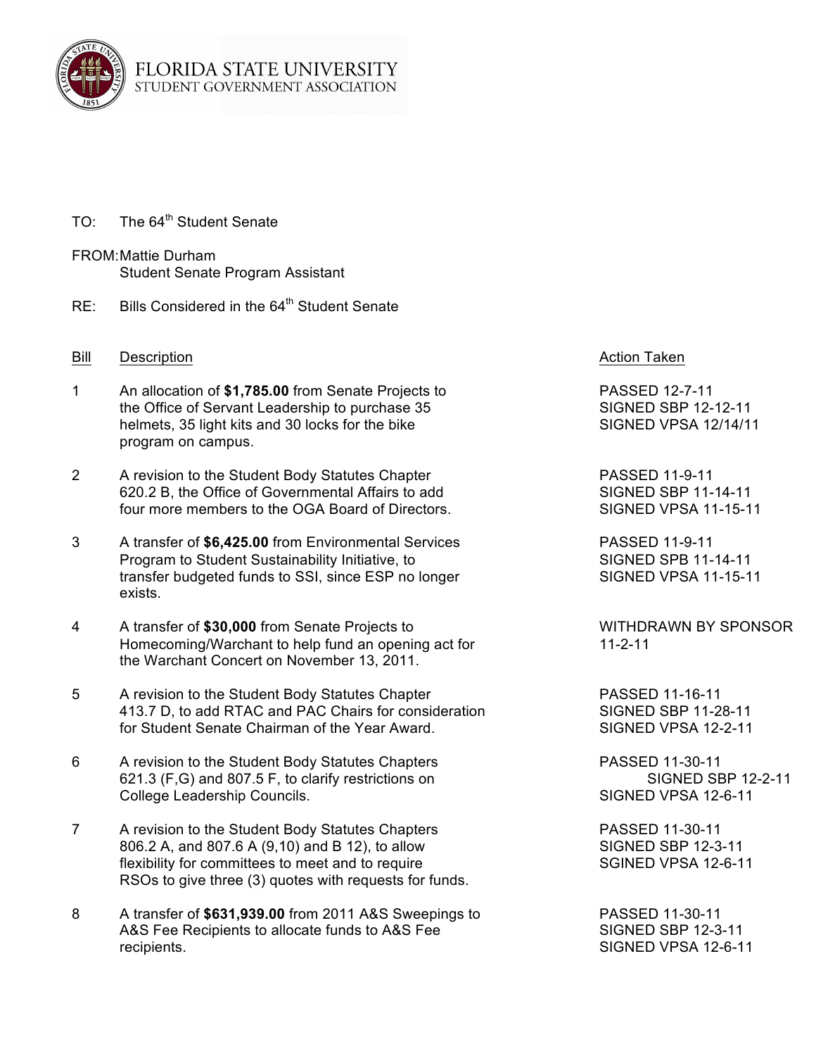FLORIDA STATE UNIVERSITY
STUDENT GOVERNMENT ASSOCIATION

TO: The 64th Student Senate

FROM: Mattie Durham
Student Senate Program Assistant

RE: Bills Considered in the 64th Student Senate

| Bill | Description | Action Taken |
|---|---|---|
| 1 | An allocation of **$1,785.00** from Senate Projects to the Office of Servant Leadership to purchase 35 helmets, 35 light kits and 30 locks for the bike program on campus. | PASSED 12-7-11<br>SIGNED SBP 12-12-11<br>SIGNED VPSA 12/14/11 |
| 2 | A revision to the Student Body Statutes Chapter 620.2 B, the Office of Governmental Affairs to add four more members to the OGA Board of Directors. | PASSED 11-9-11<br>SIGNED SBP 11-14-11<br>SIGNED VPSA 11-15-11 |
| 3 | A transfer of **$6,425.00** from Environmental Services Program to Student Sustainability Initiative, to transfer budgeted funds to SSI, since ESP no longer exists. | PASSED 11-9-11<br>SIGNED SPB 11-14-11<br>SIGNED VPSA 11-15-11 |
| 4 | A transfer of **$30,000** from Senate Projects to Homecoming/Warchant to help fund an opening act for the Warchant Concert on November 13, 2011. | WITHDRAWN BY SPONSOR 11-2-11 |
| 5 | A revision to the Student Body Statutes Chapter 413.7 D, to add RTAC and PAC Chairs for consideration for Student Senate Chairman of the Year Award. | PASSED 11-16-11<br>SIGNED SBP 11-28-11<br>SIGNED VPSA 12-2-11 |
| 6 | A revision to the Student Body Statutes Chapters 621.3 (F,G) and 807.5 F, to clarify restrictions on College Leadership Councils. | PASSED 11-30-11<br>SIGNED SBP 12-2-11<br>SIGNED VPSA 12-6-11 |
| 7 | A revision to the Student Body Statutes Chapters 806.2 A, and 807.6 A (9,10) and B 12), to allow flexibility for committees to meet and to require RSOs to give three (3) quotes with requests for funds. | PASSED 11-30-11<br>SIGNED SBP 12-3-11<br>SGINED VPSA 12-6-11 |
| 8 | A transfer of **$631,939.00** from 2011 A&S Sweepings to A&S Fee Recipients to allocate funds to A&S Fee recipients. | PASSED 11-30-11<br>SIGNED SBP 12-3-11<br>SIGNED VPSA 12-6-11 |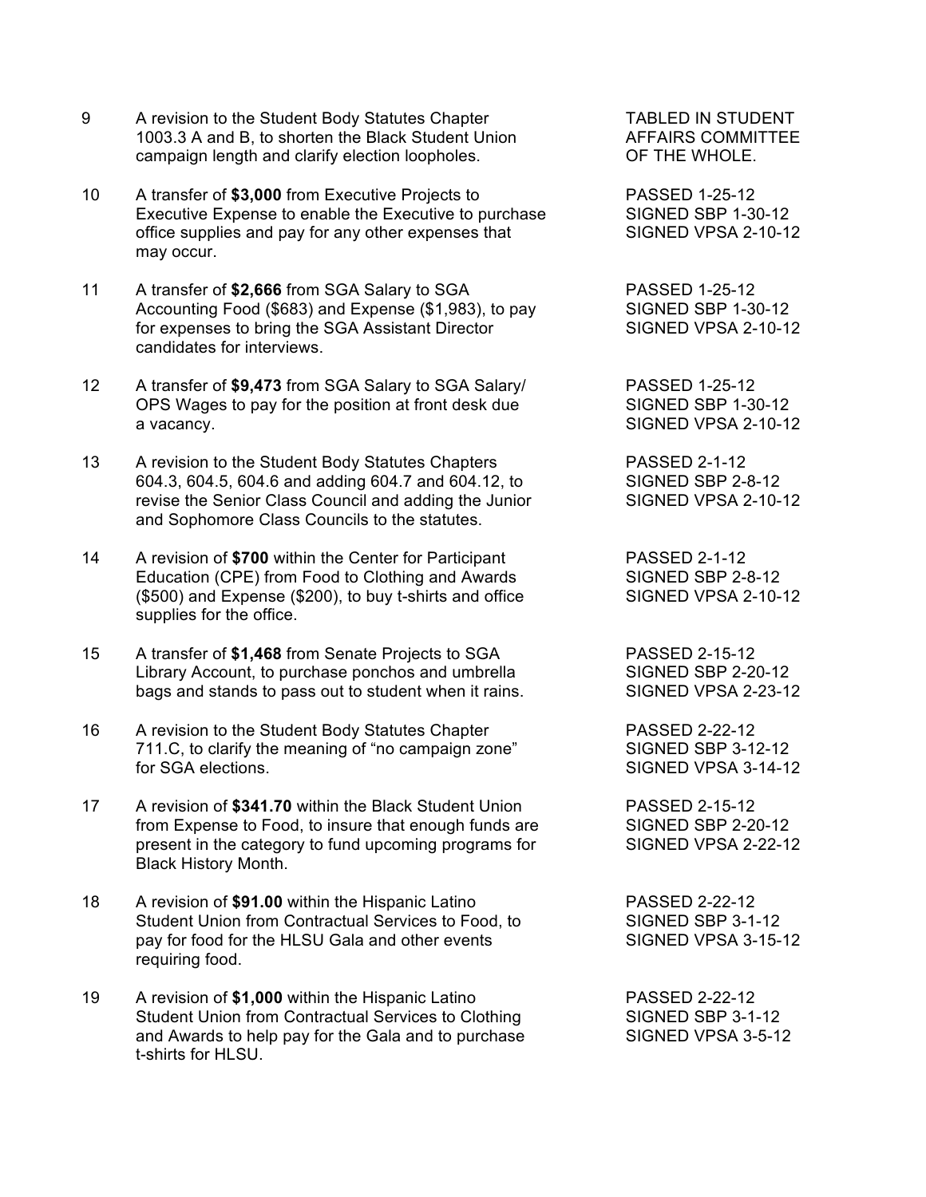| | | |
|---|---|---|
| 9 | A revision to the Student Body Statutes Chapter 1003.3 A and B, to shorten the Black Student Union campaign length and clarify election loopholes. | TABLED IN STUDENT AFFAIRS COMMITTEE OF THE WHOLE. |
| 10 | A transfer of **$3,000** from Executive Projects to Executive Expense to enable the Executive to purchase office supplies and pay for any other expenses that may occur. | PASSED 1-25-12<br>SIGNED SBP 1-30-12<br>SIGNED VPSA 2-10-12 |
| 11 | A transfer of **$2,666** from SGA Salary to SGA Accounting Food ($683) and Expense ($1,983), to pay for expenses to bring the SGA Assistant Director candidates for interviews. | PASSED 1-25-12<br>SIGNED SBP 1-30-12<br>SIGNED VPSA 2-10-12 |
| 12 | A transfer of **$9,473** from SGA Salary to SGA Salary/ OPS Wages to pay for the position at front desk due a vacancy. | PASSED 1-25-12<br>SIGNED SBP 1-30-12<br>SIGNED VPSA 2-10-12 |
| 13 | A revision to the Student Body Statutes Chapters 604.3, 604.5, 604.6 and adding 604.7 and 604.12, to revise the Senior Class Council and adding the Junior and Sophomore Class Councils to the statutes. | PASSED 2-1-12<br>SIGNED SBP 2-8-12<br>SIGNED VPSA 2-10-12 |
| 14 | A revision of **$700** within the Center for Participant Education (CPE) from Food to Clothing and Awards ($500) and Expense ($200), to buy t-shirts and office supplies for the office. | PASSED 2-1-12<br>SIGNED SBP 2-8-12<br>SIGNED VPSA 2-10-12 |
| 15 | A transfer of **$1,468** from Senate Projects to SGA Library Account, to purchase ponchos and umbrella bags and stands to pass out to student when it rains. | PASSED 2-15-12<br>SIGNED SBP 2-20-12<br>SIGNED VPSA 2-23-12 |
| 16 | A revision to the Student Body Statutes Chapter 711.C, to clarify the meaning of "no campaign zone" for SGA elections. | PASSED 2-22-12<br>SIGNED SBP 3-12-12<br>SIGNED VPSA 3-14-12 |
| 17 | A revision of **$341.70** within the Black Student Union from Expense to Food, to insure that enough funds are present in the category to fund upcoming programs for Black History Month. | PASSED 2-15-12<br>SIGNED SBP 2-20-12<br>SIGNED VPSA 2-22-12 |
| 18 | A revision of **$91.00** within the Hispanic Latino Student Union from Contractual Services to Food, to pay for food for the HLSU Gala and other events requiring food. | PASSED 2-22-12<br>SIGNED SBP 3-1-12<br>SIGNED VPSA 3-15-12 |
| 19 | A revision of **$1,000** within the Hispanic Latino Student Union from Contractual Services to Clothing and Awards to help pay for the Gala and to purchase t-shirts for HLSU. | PASSED 2-22-12<br>SIGNED SBP 3-1-12<br>SIGNED VPSA 3-5-12 |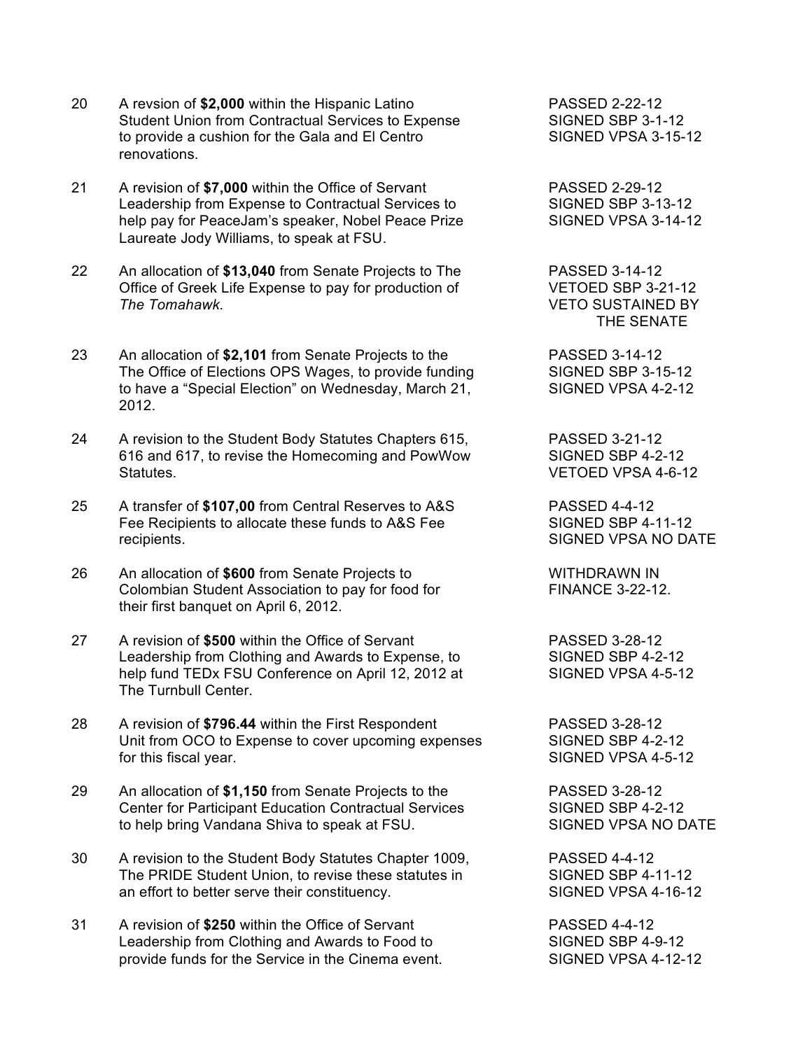| | | |
|---|---|---|
| 20 | A revsion of **$2,000** within the Hispanic Latino Student Union from Contractual Services to Expense to provide a cushion for the Gala and El Centro renovations. | PASSED 2-22-12<br>SIGNED SBP 3-1-12<br>SIGNED VPSA 3-15-12 |
| 21 | A revision of **$7,000** within the Office of Servant Leadership from Expense to Contractual Services to help pay for PeaceJam's speaker, Nobel Peace Prize Laureate Jody Williams, to speak at FSU. | PASSED 2-29-12<br>SIGNED SBP 3-13-12<br>SIGNED VPSA 3-14-12 |
| 22 | An allocation of **$13,040** from Senate Projects to The Office of Greek Life Expense to pay for production of *The Tomahawk.* | PASSED 3-14-12<br>VETOED SBP 3-21-12<br>VETO SUSTAINED BY THE SENATE |
| 23 | An allocation of **$2,101** from Senate Projects to the The Office of Elections OPS Wages, to provide funding to have a "Special Election" on Wednesday, March 21, 2012. | PASSED 3-14-12<br>SIGNED SBP 3-15-12<br>SIGNED VPSA 4-2-12 |
| 24 | A revision to the Student Body Statutes Chapters 615, 616 and 617, to revise the Homecoming and PowWow Statutes. | PASSED 3-21-12<br>SIGNED SBP 4-2-12<br>VETOED VPSA 4-6-12 |
| 25 | A transfer of **$107,00** from Central Reserves to A&S Fee Recipients to allocate these funds to A&S Fee recipients. | PASSED 4-4-12<br>SIGNED SBP 4-11-12<br>SIGNED VPSA NO DATE |
| 26 | An allocation of **$600** from Senate Projects to Colombian Student Association to pay for food for their first banquet on April 6, 2012. | WITHDRAWN IN FINANCE 3-22-12. |
| 27 | A revision of **$500** within the Office of Servant Leadership from Clothing and Awards to Expense, to help fund TEDx FSU Conference on April 12, 2012 at The Turnbull Center. | PASSED 3-28-12<br>SIGNED SBP 4-2-12<br>SIGNED VPSA 4-5-12 |
| 28 | A revision of **$796.44** within the First Respondent Unit from OCO to Expense to cover upcoming expenses for this fiscal year. | PASSED 3-28-12<br>SIGNED SBP 4-2-12<br>SIGNED VPSA 4-5-12 |
| 29 | An allocation of **$1,150** from Senate Projects to the Center for Participant Education Contractual Services to help bring Vandana Shiva to speak at FSU. | PASSED 3-28-12<br>SIGNED SBP 4-2-12<br>SIGNED VPSA NO DATE |
| 30 | A revision to the Student Body Statutes Chapter 1009, The PRIDE Student Union, to revise these statutes in an effort to better serve their constituency. | PASSED 4-4-12<br>SIGNED SBP 4-11-12<br>SIGNED VPSA 4-16-12 |
| 31 | A revision of **$250** within the Office of Servant Leadership from Clothing and Awards to Food to provide funds for the Service in the Cinema event. | PASSED 4-4-12<br>SIGNED SBP 4-9-12<br>SIGNED VPSA 4-12-12 |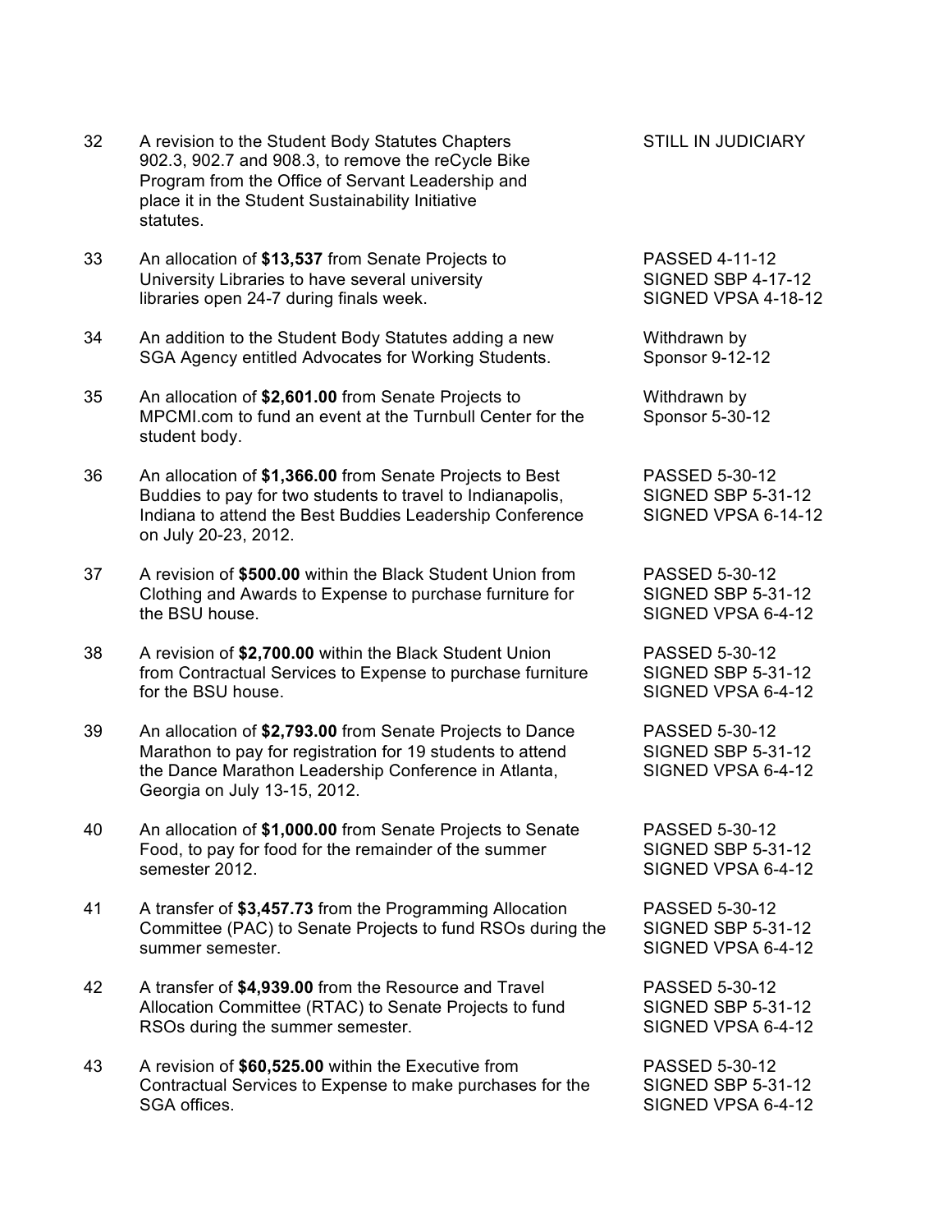| | | |
|---|---|---|
| 32 | A revision to the Student Body Statutes Chapters 902.3, 902.7 and 908.3, to remove the reCycle Bike Program from the Office of Servant Leadership and place it in the Student Sustainability Initiative statutes. | STILL IN JUDICIARY |
| 33 | An allocation of **$13,537** from Senate Projects to University Libraries to have several university libraries open 24-7 during finals week. | PASSED 4-11-12<br>SIGNED SBP 4-17-12<br>SIGNED VPSA 4-18-12 |
| 34 | An addition to the Student Body Statutes adding a new SGA Agency entitled Advocates for Working Students. | Withdrawn by Sponsor 9-12-12 |
| 35 | An allocation of **$2,601.00** from Senate Projects to MPCMI.com to fund an event at the Turnbull Center for the student body. | Withdrawn by Sponsor 5-30-12 |
| 36 | An allocation of **$1,366.00** from Senate Projects to Best Buddies to pay for two students to travel to Indianapolis, Indiana to attend the Best Buddies Leadership Conference on July 20-23, 2012. | PASSED 5-30-12<br>SIGNED SBP 5-31-12<br>SIGNED VPSA 6-14-12 |
| 37 | A revision of **$500.00** within the Black Student Union from Clothing and Awards to Expense to purchase furniture for the BSU house. | PASSED 5-30-12<br>SIGNED SBP 5-31-12<br>SIGNED VPSA 6-4-12 |
| 38 | A revision of **$2,700.00** within the Black Student Union from Contractual Services to Expense to purchase furniture for the BSU house. | PASSED 5-30-12<br>SIGNED SBP 5-31-12<br>SIGNED VPSA 6-4-12 |
| 39 | An allocation of **$2,793.00** from Senate Projects to Dance Marathon to pay for registration for 19 students to attend the Dance Marathon Leadership Conference in Atlanta, Georgia on July 13-15, 2012. | PASSED 5-30-12<br>SIGNED SBP 5-31-12<br>SIGNED VPSA 6-4-12 |
| 40 | An allocation of **$1,000.00** from Senate Projects to Senate Food, to pay for food for the remainder of the summer semester 2012. | PASSED 5-30-12<br>SIGNED SBP 5-31-12<br>SIGNED VPSA 6-4-12 |
| 41 | A transfer of **$3,457.73** from the Programming Allocation Committee (PAC) to Senate Projects to fund RSOs during the summer semester. | PASSED 5-30-12<br>SIGNED SBP 5-31-12<br>SIGNED VPSA 6-4-12 |
| 42 | A transfer of **$4,939.00** from the Resource and Travel Allocation Committee (RTAC) to Senate Projects to fund RSOs during the summer semester. | PASSED 5-30-12<br>SIGNED SBP 5-31-12<br>SIGNED VPSA 6-4-12 |
| 43 | A revision of **$60,525.00** within the Executive from Contractual Services to Expense to make purchases for the SGA offices. | PASSED 5-30-12<br>SIGNED SBP 5-31-12<br>SIGNED VPSA 6-4-12 |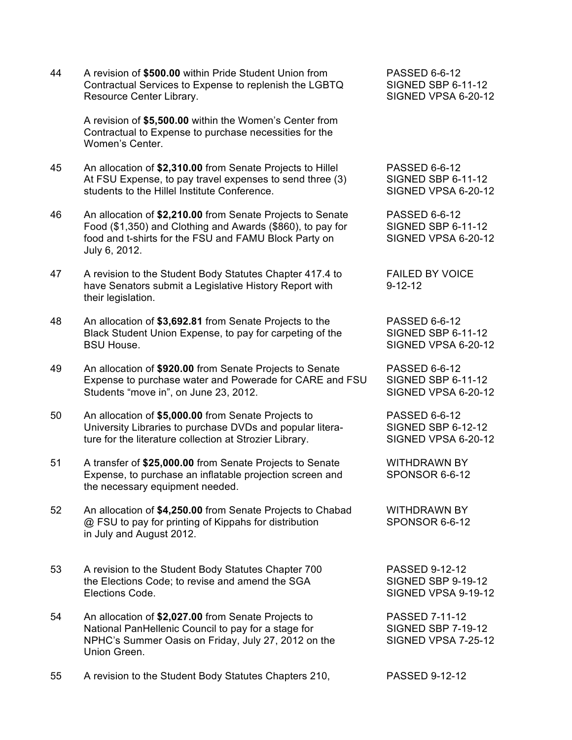| No. | Legislation | Status |
|---|---|---|
| 44 | A revision of **$500.00** within Pride Student Union from Contractual Services to Expense to replenish the LGBTQ Resource Center Library.<br><br>A revision of **$5,500.00** within the Women's Center from Contractual to Expense to purchase necessities for the Women's Center. | PASSED 6-6-12<br>SIGNED SBP 6-11-12<br>SIGNED VPSA 6-20-12 |
| 45 | An allocation of **$2,310.00** from Senate Projects to Hillel At FSU Expense, to pay travel expenses to send three (3) students to the Hillel Institute Conference. | PASSED 6-6-12<br>SIGNED SBP 6-11-12<br>SIGNED VPSA 6-20-12 |
| 46 | An allocation of **$2,210.00** from Senate Projects to Senate Food ($1,350) and Clothing and Awards ($860), to pay for food and t-shirts for the FSU and FAMU Block Party on July 6, 2012. | PASSED 6-6-12<br>SIGNED SBP 6-11-12<br>SIGNED VPSA 6-20-12 |
| 47 | A revision to the Student Body Statutes Chapter 417.4 to have Senators submit a Legislative History Report with their legislation. | FAILED BY VOICE<br>9-12-12 |
| 48 | An allocation of **$3,692.81** from Senate Projects to the Black Student Union Expense, to pay for carpeting of the BSU House. | PASSED 6-6-12<br>SIGNED SBP 6-11-12<br>SIGNED VPSA 6-20-12 |
| 49 | An allocation of **$920.00** from Senate Projects to Senate Expense to purchase water and Powerade for CARE and FSU Students "move in", on June 23, 2012. | PASSED 6-6-12<br>SIGNED SBP 6-11-12<br>SIGNED VPSA 6-20-12 |
| 50 | An allocation of **$5,000.00** from Senate Projects to University Libraries to purchase DVDs and popular literature for the literature collection at Strozier Library. | PASSED 6-6-12<br>SIGNED SBP 6-12-12<br>SIGNED VPSA 6-20-12 |
| 51 | A transfer of **$25,000.00** from Senate Projects to Senate Expense, to purchase an inflatable projection screen and the necessary equipment needed. | WITHDRAWN BY<br>SPONSOR 6-6-12 |
| 52 | An allocation of **$4,250.00** from Senate Projects to Chabad @ FSU to pay for printing of Kippahs for distribution in July and August 2012. | WITHDRAWN BY<br>SPONSOR 6-6-12 |
| 53 | A revision to the Student Body Statutes Chapter 700 the Elections Code; to revise and amend the SGA Elections Code. | PASSED 9-12-12<br>SIGNED SBP 9-19-12<br>SIGNED VPSA 9-19-12 |
| 54 | An allocation of **$2,027.00** from Senate Projects to National PanHellenic Council to pay for a stage for NPHC's Summer Oasis on Friday, July 27, 2012 on the Union Green. | PASSED 7-11-12<br>SIGNED SBP 7-19-12<br>SIGNED VPSA 7-25-12 |
| 55 | A revision to the Student Body Statutes Chapters 210, | PASSED 9-12-12 |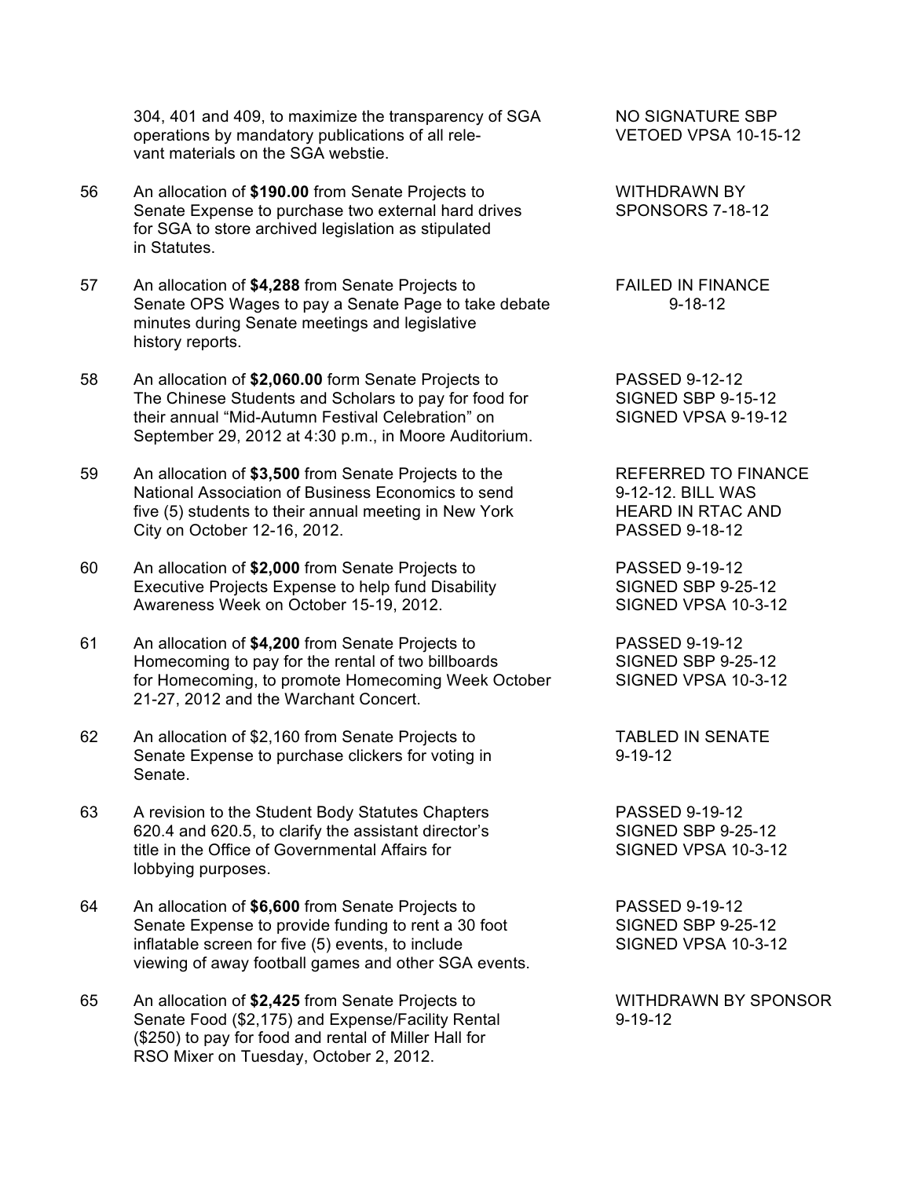| | | |
|---|---|---|
| | 304, 401 and 409, to maximize the transparency of SGA operations by mandatory publications of all relevant materials on the SGA webstie. | NO SIGNATURE SBP<br>VETOED VPSA 10-15-12 |
| 56 | An allocation of **$190.00** from Senate Projects to Senate Expense to purchase two external hard drives for SGA to store archived legislation as stipulated in Statutes. | WITHDRAWN BY SPONSORS 7-18-12 |
| 57 | An allocation of **$4,288** from Senate Projects to Senate OPS Wages to pay a Senate Page to take debate minutes during Senate meetings and legislative history reports. | FAILED IN FINANCE 9-18-12 |
| 58 | An allocation of **$2,060.00** form Senate Projects to The Chinese Students and Scholars to pay for food for their annual "Mid-Autumn Festival Celebration" on September 29, 2012 at 4:30 p.m., in Moore Auditorium. | PASSED 9-12-12<br>SIGNED SBP 9-15-12<br>SIGNED VPSA 9-19-12 |
| 59 | An allocation of **$3,500** from Senate Projects to the National Association of Business Economics to send five (5) students to their annual meeting in New York City on October 12-16, 2012. | REFERRED TO FINANCE 9-12-12. BILL WAS HEARD IN RTAC AND PASSED 9-18-12 |
| 60 | An allocation of **$2,000** from Senate Projects to Executive Projects Expense to help fund Disability Awareness Week on October 15-19, 2012. | PASSED 9-19-12<br>SIGNED SBP 9-25-12<br>SIGNED VPSA 10-3-12 |
| 61 | An allocation of **$4,200** from Senate Projects to Homecoming to pay for the rental of two billboards for Homecoming, to promote Homecoming Week October 21-27, 2012 and the Warchant Concert. | PASSED 9-19-12<br>SIGNED SBP 9-25-12<br>SIGNED VPSA 10-3-12 |
| 62 | An allocation of $2,160 from Senate Projects to Senate Expense to purchase clickers for voting in Senate. | TABLED IN SENATE 9-19-12 |
| 63 | A revision to the Student Body Statutes Chapters 620.4 and 620.5, to clarify the assistant director's title in the Office of Governmental Affairs for lobbying purposes. | PASSED 9-19-12<br>SIGNED SBP 9-25-12<br>SIGNED VPSA 10-3-12 |
| 64 | An allocation of **$6,600** from Senate Projects to Senate Expense to provide funding to rent a 30 foot inflatable screen for five (5) events, to include viewing of away football games and other SGA events. | PASSED 9-19-12<br>SIGNED SBP 9-25-12<br>SIGNED VPSA 10-3-12 |
| 65 | An allocation of **$2,425** from Senate Projects to Senate Food ($2,175) and Expense/Facility Rental ($250) to pay for food and rental of Miller Hall for RSO Mixer on Tuesday, October 2, 2012. | WITHDRAWN BY SPONSOR 9-19-12 |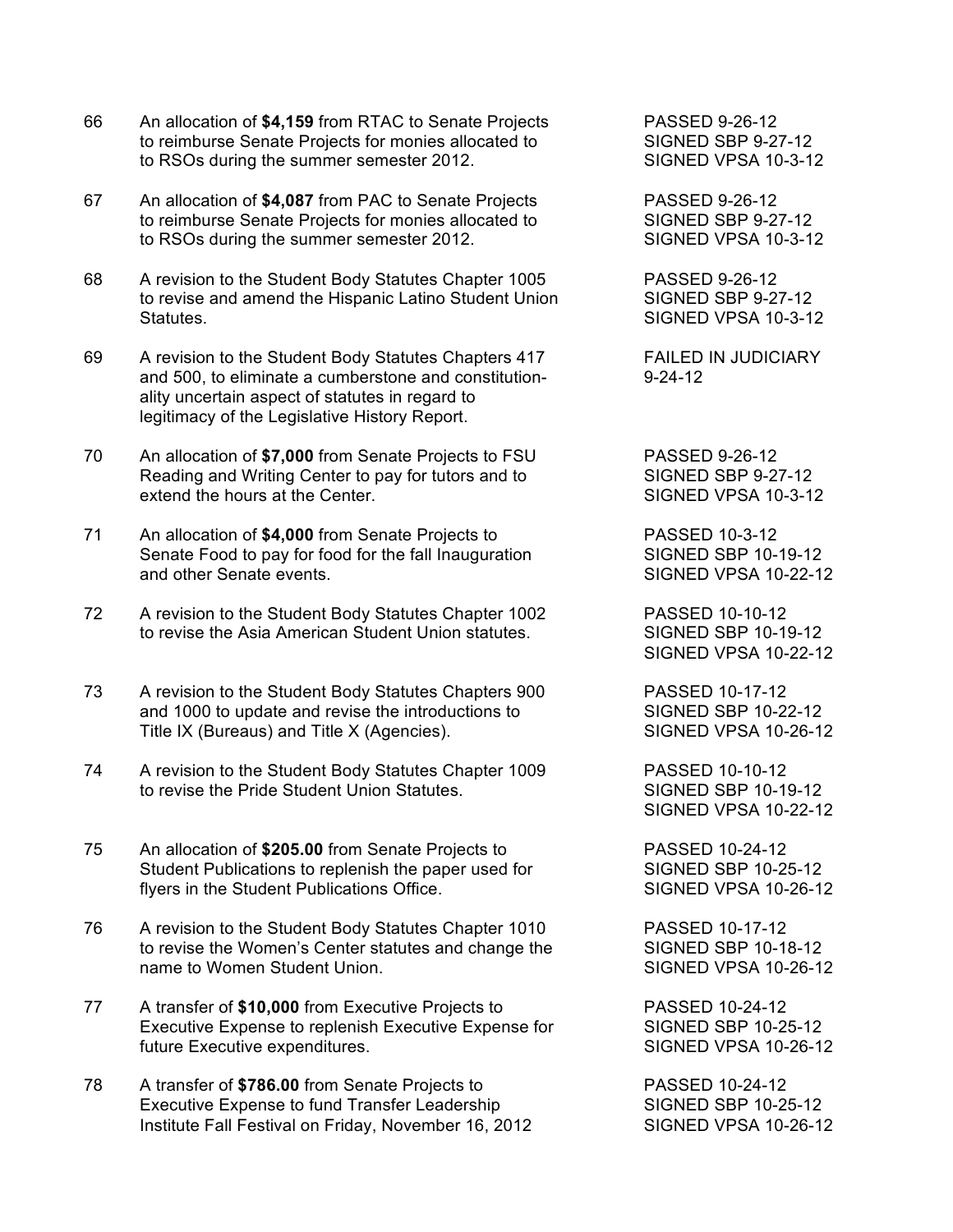| | | |
|---|---|---|
| 66 | An allocation of **$4,159** from RTAC to Senate Projects to reimburse Senate Projects for monies allocated to to RSOs during the summer semester 2012. | PASSED 9-26-12<br>SIGNED SBP 9-27-12<br>SIGNED VPSA 10-3-12 |
| 67 | An allocation of **$4,087** from PAC to Senate Projects to reimburse Senate Projects for monies allocated to to RSOs during the summer semester 2012. | PASSED 9-26-12<br>SIGNED SBP 9-27-12<br>SIGNED VPSA 10-3-12 |
| 68 | A revision to the Student Body Statutes Chapter 1005 to revise and amend the Hispanic Latino Student Union Statutes. | PASSED 9-26-12<br>SIGNED SBP 9-27-12<br>SIGNED VPSA 10-3-12 |
| 69 | A revision to the Student Body Statutes Chapters 417 and 500, to eliminate a cumberstone and constitution-ality uncertain aspect of statutes in regard to legitimacy of the Legislative History Report. | FAILED IN JUDICIARY<br>9-24-12 |
| 70 | An allocation of **$7,000** from Senate Projects to FSU Reading and Writing Center to pay for tutors and to extend the hours at the Center. | PASSED 9-26-12<br>SIGNED SBP 9-27-12<br>SIGNED VPSA 10-3-12 |
| 71 | An allocation of **$4,000** from Senate Projects to Senate Food to pay for food for the fall Inauguration and other Senate events. | PASSED 10-3-12<br>SIGNED SBP 10-19-12<br>SIGNED VPSA 10-22-12 |
| 72 | A revision to the Student Body Statutes Chapter 1002 to revise the Asia American Student Union statutes. | PASSED 10-10-12<br>SIGNED SBP 10-19-12<br>SIGNED VPSA 10-22-12 |
| 73 | A revision to the Student Body Statutes Chapters 900 and 1000 to update and revise the introductions to Title IX (Bureaus) and Title X (Agencies). | PASSED 10-17-12<br>SIGNED SBP 10-22-12<br>SIGNED VPSA 10-26-12 |
| 74 | A revision to the Student Body Statutes Chapter 1009 to revise the Pride Student Union Statutes. | PASSED 10-10-12<br>SIGNED SBP 10-19-12<br>SIGNED VPSA 10-22-12 |
| 75 | An allocation of **$205.00** from Senate Projects to Student Publications to replenish the paper used for flyers in the Student Publications Office. | PASSED 10-24-12<br>SIGNED SBP 10-25-12<br>SIGNED VPSA 10-26-12 |
| 76 | A revision to the Student Body Statutes Chapter 1010 to revise the Women's Center statutes and change the name to Women Student Union. | PASSED 10-17-12<br>SIGNED SBP 10-18-12<br>SIGNED VPSA 10-26-12 |
| 77 | A transfer of **$10,000** from Executive Projects to Executive Expense to replenish Executive Expense for future Executive expenditures. | PASSED 10-24-12<br>SIGNED SBP 10-25-12<br>SIGNED VPSA 10-26-12 |
| 78 | A transfer of **$786.00** from Senate Projects to Executive Expense to fund Transfer Leadership Institute Fall Festival on Friday, November 16, 2012 | PASSED 10-24-12<br>SIGNED SBP 10-25-12<br>SIGNED VPSA 10-26-12 |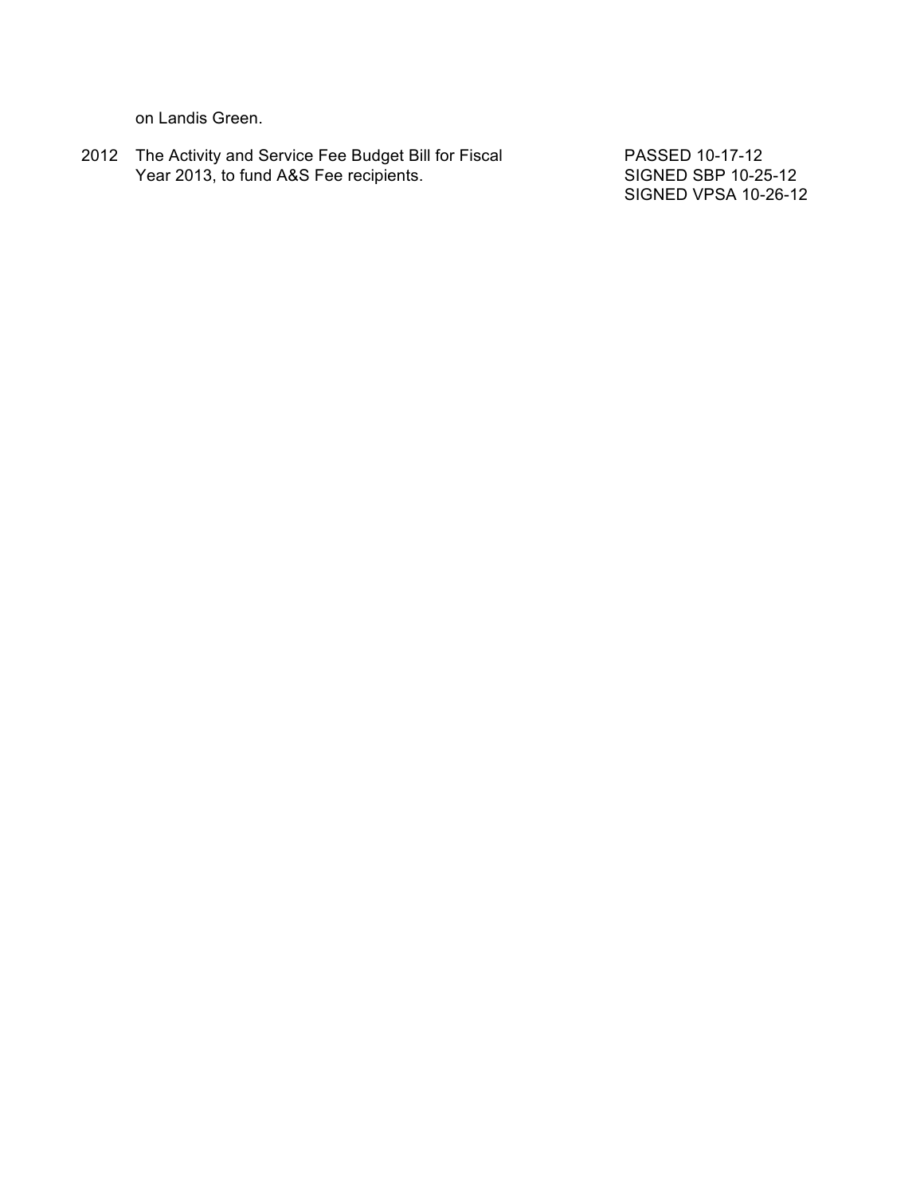on Landis Green.

| | | |
|---|---|---|
| 2012 | The Activity and Service Fee Budget Bill for Fiscal Year 2013, to fund A&S Fee recipients. | PASSED 10-17-12<br>SIGNED SBP 10-25-12<br>SIGNED VPSA 10-26-12 |